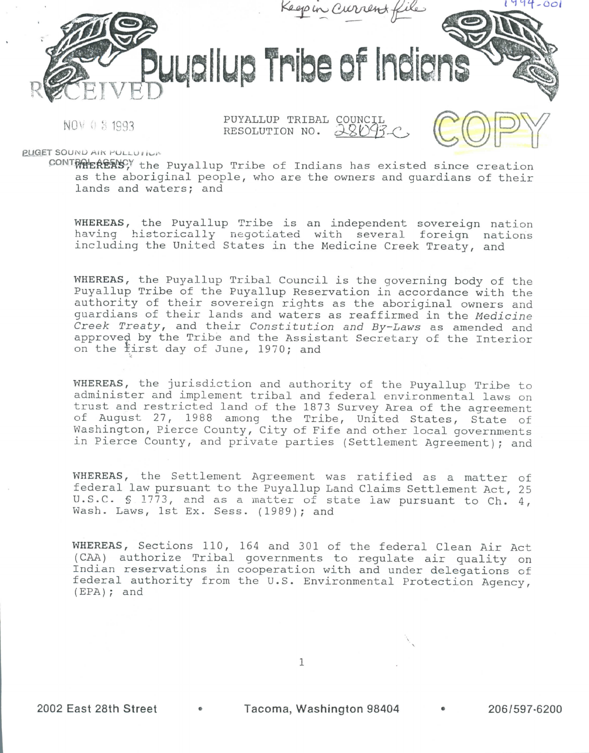Keep in current file

1994-001

# Puyallup Tribe of Indians

RECEIVED

NOV 0 8 1993

PUGET SOUND AIR POLLUTION CONTROL AGENCY

PUYALLUP TRIBAL COUNCIL
RESOLUTION NO. 281093-C

COPY

**WHEREAS,** the Puyallup Tribe of Indians has existed since creation as the aboriginal people, who are the owners and guardians of their lands and waters; and

**WHEREAS,** the Puyallup Tribe is an independent sovereign nation having historically negotiated with several foreign nations including the United States in the Medicine Creek Treaty, and

**WHEREAS,** the Puyallup Tribal Council is the governing body of the Puyallup Tribe of the Puyallup Reservation in accordance with the authority of their sovereign rights as the aboriginal owners and guardians of their lands and waters as reaffirmed in the *Medicine Creek Treaty*, and their *Constitution and By-Laws* as amended and approved by the Tribe and the Assistant Secretary of the Interior on the first day of June, 1970; and

**WHEREAS,** the jurisdiction and authority of the Puyallup Tribe to administer and implement tribal and federal environmental laws on trust and restricted land of the 1873 Survey Area of the agreement of August 27, 1988 among the Tribe, United States, State of Washington, Pierce County, City of Fife and other local governments in Pierce County, and private parties (Settlement Agreement); and

**WHEREAS,** the Settlement Agreement was ratified as a matter of federal law pursuant to the Puyallup Land Claims Settlement Act, 25 U.S.C. § 1773, and as a matter of state law pursuant to Ch. 4, Wash. Laws, 1st Ex. Sess. (1989); and

**WHEREAS,** Sections 110, 164 and 301 of the federal Clean Air Act (CAA) authorize Tribal governments to regulate air quality on Indian reservations in cooperation with and under delegations of federal authority from the U.S. Environmental Protection Agency, (EPA); and

2002 East 28th Street • Tacoma, Washington 98404 • 206/597-6200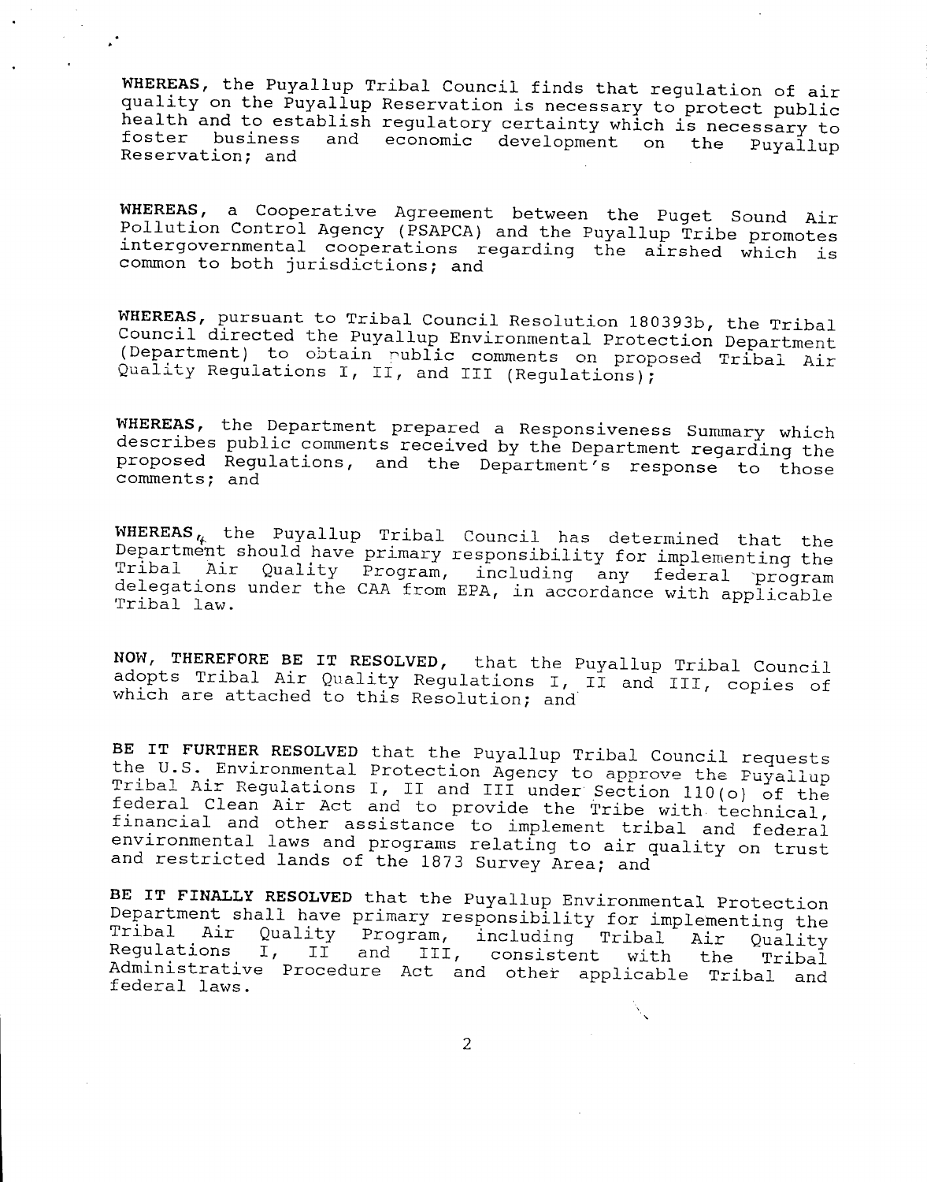**WHEREAS**, the Puyallup Tribal Council finds that regulation of air quality on the Puyallup Reservation is necessary to protect public health and to establish regulatory certainty which is necessary to foster business and economic development on the Puyallup Reservation; and

**WHEREAS**, a Cooperative Agreement between the Puget Sound Air Pollution Control Agency (PSAPCA) and the Puyallup Tribe promotes intergovernmental cooperations regarding the airshed which is common to both jurisdictions; and

**WHEREAS**, pursuant to Tribal Council Resolution 180393b, the Tribal Council directed the Puyallup Environmental Protection Department (Department) to obtain public comments on proposed Tribal Air Quality Regulations I, II, and III (Regulations);

**WHEREAS**, the Department prepared a Responsiveness Summary which describes public comments received by the Department regarding the proposed Regulations, and the Department's response to those comments; and

**WHEREAS**, the Puyallup Tribal Council has determined that the Department should have primary responsibility for implementing the Tribal Air Quality Program, including any federal program delegations under the CAA from EPA, in accordance with applicable Tribal law.

**NOW, THEREFORE BE IT RESOLVED**, that the Puyallup Tribal Council adopts Tribal Air Quality Regulations I, II and III, copies of which are attached to this Resolution; and

**BE IT FURTHER RESOLVED** that the Puyallup Tribal Council requests the U.S. Environmental Protection Agency to approve the Puyallup Tribal Air Regulations I, II and III under Section 110(o) of the federal Clean Air Act and to provide the Tribe with technical, financial and other assistance to implement tribal and federal environmental laws and programs relating to air quality on trust and restricted lands of the 1873 Survey Area; and

**BE IT FINALLY RESOLVED** that the Puyallup Environmental Protection Department shall have primary responsibility for implementing the Tribal Air Quality Program, including Tribal Air Quality Regulations I, II and III, consistent with the Tribal Administrative Procedure Act and other applicable Tribal and federal laws.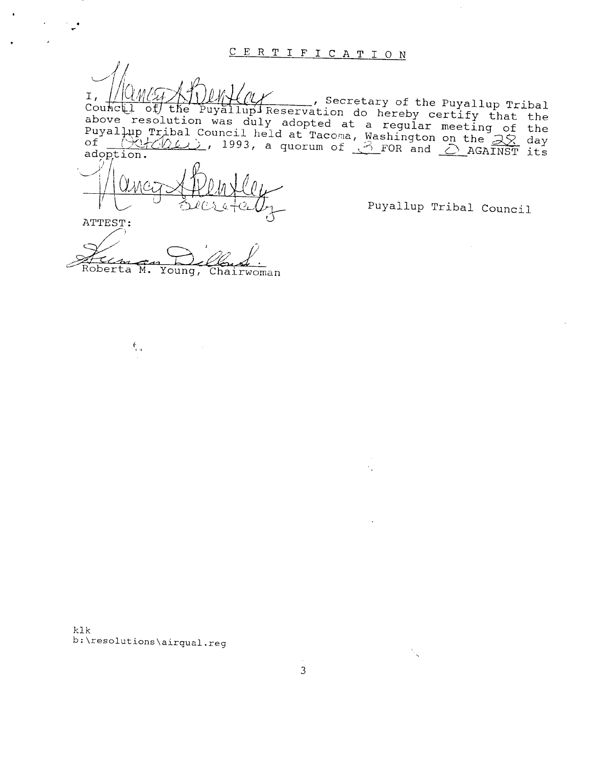## CERTIFICATION

I, Nancy A. Bentley, Secretary of the Puyallup Tribal Council of the Puyallup Reservation do hereby certify that the above resolution was duly adopted at a regular meeting of the Puyallup Tribal Council held at Tacoma, Washington on the 28 day of October, 1993, a quorum of 3 FOR and 0 AGAINST its adoption.

Nancy A. Bentley
Secretary

Puyallup Tribal Council

ATTEST:

Roberta M. Young, Chairwoman

klk
b:\resolutions\airqual.reg